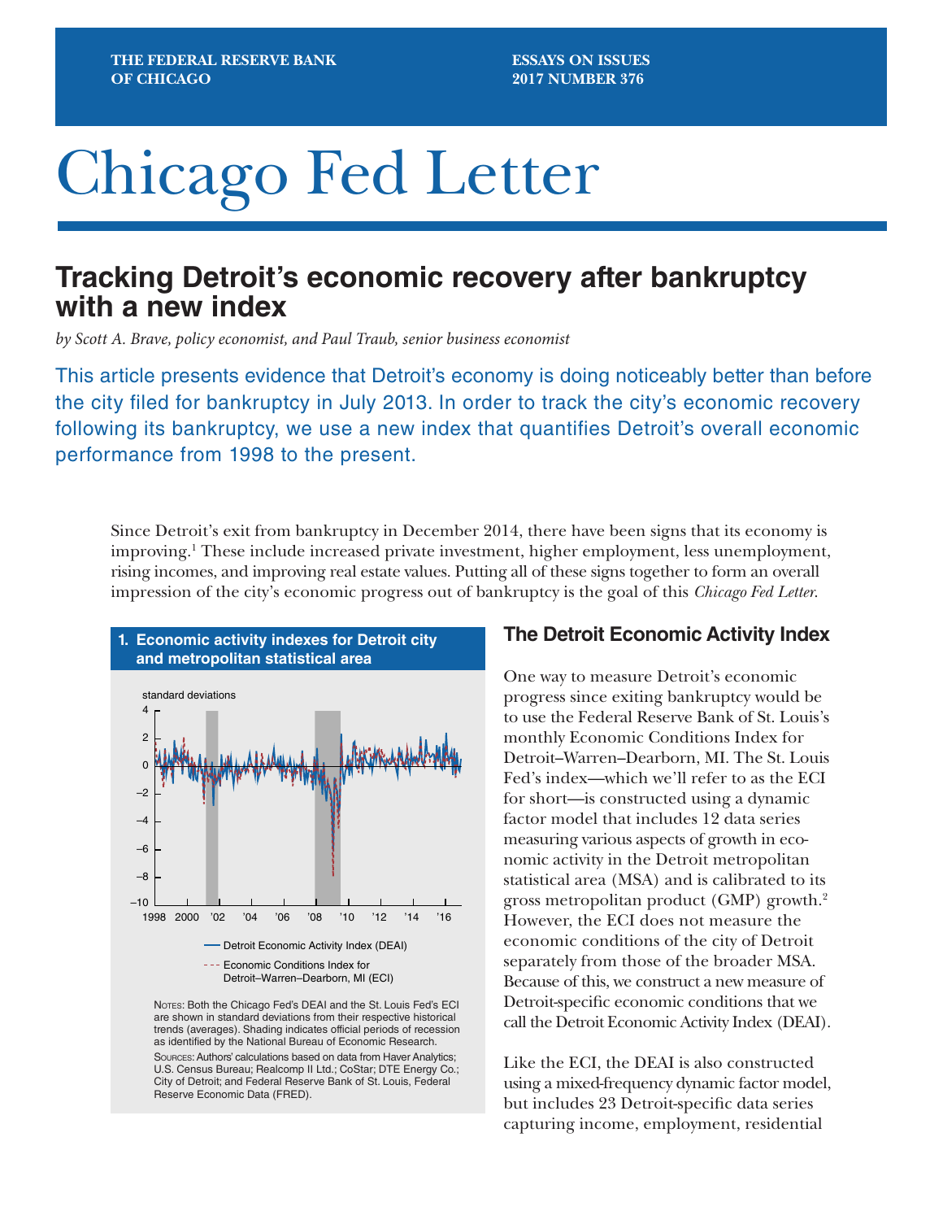THE FEDERAL RESERVE BANK OF CHICAGO

ESSAYS ON ISSUES 2017 NUMBER 376

# Chicago Fed Letter

## Tracking Detroit's economic recovery after bankruptcy with a new index

*by Scott A. Brave, policy economist, and Paul Traub, senior business economist*

This article presents evidence that Detroit's economy is doing noticeably better than before the city filed for bankruptcy in July 2013. In order to track the city's economic recovery following its bankruptcy, we use a new index that quantifies Detroit's overall economic performance from 1998 to the present.

Since Detroit's exit from bankruptcy in December 2014, there have been signs that its economy is improving.[1] These include increased private investment, higher employment, less unemployment, rising incomes, and improving real estate values. Putting all of these signs together to form an overall impression of the city's economic progress out of bankruptcy is the goal of this *Chicago Fed Letter*.

**1. Economic activity indexes for Detroit city and metropolitan statistical area**

Notes: Both the Chicago Fed's DEAI and the St. Louis Fed's ECI are shown in standard deviations from their respective historical trends (averages). Shading indicates official periods of recession as identified by the National Bureau of Economic Research.

Sources: Authors' calculations based on data from Haver Analytics; U.S. Census Bureau; Realcomp II Ltd.; CoStar; DTE Energy Co.; City of Detroit; and Federal Reserve Bank of St. Louis, Federal Reserve Economic Data (FRED).

### The Detroit Economic Activity Index

One way to measure Detroit's economic progress since exiting bankruptcy would be to use the Federal Reserve Bank of St. Louis's monthly Economic Conditions Index for Detroit–Warren–Dearborn, MI. The St. Louis Fed's index—which we'll refer to as the ECI for short—is constructed using a dynamic factor model that includes 12 data series measuring various aspects of growth in economic activity in the Detroit metropolitan statistical area (MSA) and is calibrated to its gross metropolitan product (GMP) growth.[2] However, the ECI does not measure the economic conditions of the city of Detroit separately from those of the broader MSA. Because of this, we construct a new measure of Detroit-specific economic conditions that we call the Detroit Economic Activity Index (DEAI).

Like the ECI, the DEAI is also constructed using a mixed-frequency dynamic factor model, but includes 23 Detroit-specific data series capturing income, employment, residential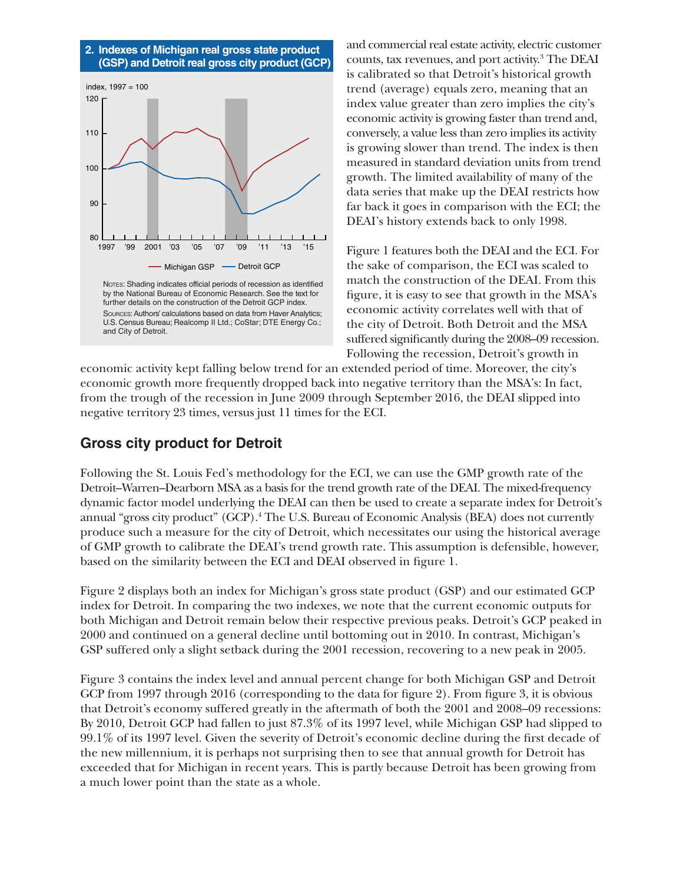**2. Indexes of Michigan real gross state product (GSP) and Detroit real gross city product (GCP)**

Notes: Shading indicates official periods of recession as identified by the National Bureau of Economic Research. See the text for further details on the construction of the Detroit GCP index.
Sources: Authors' calculations based on data from Haver Analytics; U.S. Census Bureau; Realcomp II Ltd.; CoStar; DTE Energy Co.; and City of Detroit.

and commercial real estate activity, electric customer counts, tax revenues, and port activity.[3] The DEAI is calibrated so that Detroit's historical growth trend (average) equals zero, meaning that an index value greater than zero implies the city's economic activity is growing faster than trend and, conversely, a value less than zero implies its activity is growing slower than trend. The index is then measured in standard deviation units from trend growth. The limited availability of many of the data series that make up the DEAI restricts how far back it goes in comparison with the ECI; the DEAI's history extends back to only 1998.

Figure 1 features both the DEAI and the ECI. For the sake of comparison, the ECI was scaled to match the construction of the DEAI. From this figure, it is easy to see that growth in the MSA's economic activity correlates well with that of the city of Detroit. Both Detroit and the MSA suffered significantly during the 2008–09 recession. Following the recession, Detroit's growth in economic activity kept falling below trend for an extended period of time. Moreover, the city's economic growth more frequently dropped back into negative territory than the MSA's: In fact, from the trough of the recession in June 2009 through September 2016, the DEAI slipped into negative territory 23 times, versus just 11 times for the ECI.

## Gross city product for Detroit

Following the St. Louis Fed's methodology for the ECI, we can use the GMP growth rate of the Detroit–Warren–Dearborn MSA as a basis for the trend growth rate of the DEAI. The mixed-frequency dynamic factor model underlying the DEAI can then be used to create a separate index for Detroit's annual "gross city product" (GCP).[4] The U.S. Bureau of Economic Analysis (BEA) does not currently produce such a measure for the city of Detroit, which necessitates our using the historical average of GMP growth to calibrate the DEAI's trend growth rate. This assumption is defensible, however, based on the similarity between the ECI and DEAI observed in figure 1.

Figure 2 displays both an index for Michigan's gross state product (GSP) and our estimated GCP index for Detroit. In comparing the two indexes, we note that the current economic outputs for both Michigan and Detroit remain below their respective previous peaks. Detroit's GCP peaked in 2000 and continued on a general decline until bottoming out in 2010. In contrast, Michigan's GSP suffered only a slight setback during the 2001 recession, recovering to a new peak in 2005.

Figure 3 contains the index level and annual percent change for both Michigan GSP and Detroit GCP from 1997 through 2016 (corresponding to the data for figure 2). From figure 3, it is obvious that Detroit's economy suffered greatly in the aftermath of both the 2001 and 2008–09 recessions: By 2010, Detroit GCP had fallen to just 87.3% of its 1997 level, while Michigan GSP had slipped to 99.1% of its 1997 level. Given the severity of Detroit's economic decline during the first decade of the new millennium, it is perhaps not surprising then to see that annual growth for Detroit has exceeded that for Michigan in recent years. This is partly because Detroit has been growing from a much lower point than the state as a whole.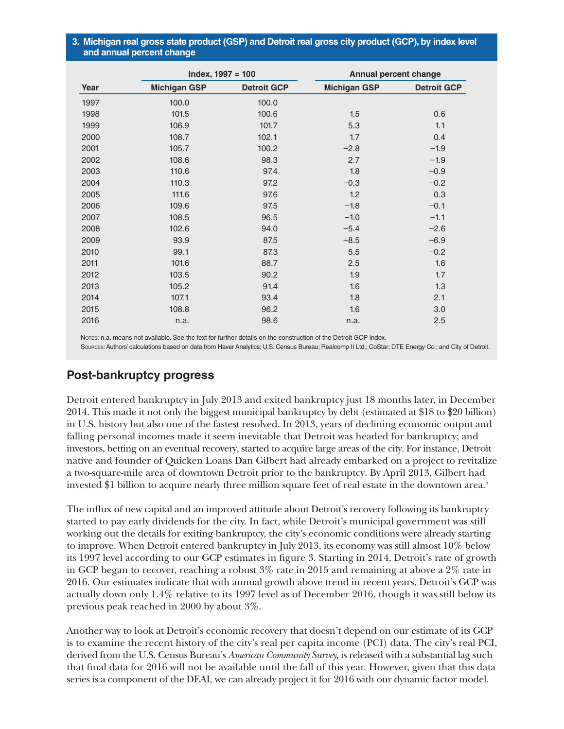**3. Michigan real gross state product (GSP) and Detroit real gross city product (GCP), by index level and annual percent change**

| | Index, 1997 = 100 | | Annual percent change | |
|---|---|---|---|---|
| Year | Michigan GSP | Detroit GCP | Michigan GSP | Detroit GCP |
| 1997 | 100.0 | 100.0 | | |
| 1998 | 101.5 | 100.6 | 1.5 | 0.6 |
| 1999 | 106.9 | 101.7 | 5.3 | 1.1 |
| 2000 | 108.7 | 102.1 | 1.7 | 0.4 |
| 2001 | 105.7 | 100.2 | −2.8 | −1.9 |
| 2002 | 108.6 | 98.3 | 2.7 | −1.9 |
| 2003 | 110.6 | 97.4 | 1.8 | −0.9 |
| 2004 | 110.3 | 97.2 | −0.3 | −0.2 |
| 2005 | 111.6 | 97.6 | 1.2 | 0.3 |
| 2006 | 109.6 | 97.5 | −1.8 | −0.1 |
| 2007 | 108.5 | 96.5 | −1.0 | −1.1 |
| 2008 | 102.6 | 94.0 | −5.4 | −2.6 |
| 2009 | 93.9 | 87.5 | −8.5 | −6.9 |
| 2010 | 99.1 | 87.3 | 5.5 | −0.2 |
| 2011 | 101.6 | 88.7 | 2.5 | 1.6 |
| 2012 | 103.5 | 90.2 | 1.9 | 1.7 |
| 2013 | 105.2 | 91.4 | 1.6 | 1.3 |
| 2014 | 107.1 | 93.4 | 1.8 | 2.1 |
| 2015 | 108.8 | 96.2 | 1.6 | 3.0 |
| 2016 | n.a. | 98.6 | n.a. | 2.5 |

Notes: n.a. means not available. See the text for further details on the construction of the Detroit GCP index.
Sources: Authors' calculations based on data from Haver Analytics; U.S. Census Bureau; Realcomp II Ltd.; CoStar; DTE Energy Co.; and City of Detroit.

## Post-bankruptcy progress

Detroit entered bankruptcy in July 2013 and exited bankruptcy just 18 months later, in December 2014. This made it not only the biggest municipal bankruptcy by debt (estimated at $18 to $20 billion) in U.S. history but also one of the fastest resolved. In 2013, years of declining economic output and falling personal incomes made it seem inevitable that Detroit was headed for bankruptcy; and investors, betting on an eventual recovery, started to acquire large areas of the city. For instance, Detroit native and founder of Quicken Loans Dan Gilbert had already embarked on a project to revitalize a two-square-mile area of downtown Detroit prior to the bankruptcy. By April 2013, Gilbert had invested $1 billion to acquire nearly three million square feet of real estate in the downtown area.[5]

The influx of new capital and an improved attitude about Detroit's recovery following its bankruptcy started to pay early dividends for the city. In fact, while Detroit's municipal government was still working out the details for exiting bankruptcy, the city's economic conditions were already starting to improve. When Detroit entered bankruptcy in July 2013, its economy was still almost 10% below its 1997 level according to our GCP estimates in figure 3. Starting in 2014, Detroit's rate of growth in GCP began to recover, reaching a robust 3% rate in 2015 and remaining at above a 2% rate in 2016. Our estimates indicate that with annual growth above trend in recent years, Detroit's GCP was actually down only 1.4% relative to its 1997 level as of December 2016, though it was still below its previous peak reached in 2000 by about 3%.

Another way to look at Detroit's economic recovery that doesn't depend on our estimate of its GCP is to examine the recent history of the city's real per capita income (PCI) data. The city's real PCI, derived from the U.S. Census Bureau's *American Community Survey*, is released with a substantial lag such that final data for 2016 will not be available until the fall of this year. However, given that this data series is a component of the DEAI, we can already project it for 2016 with our dynamic factor model.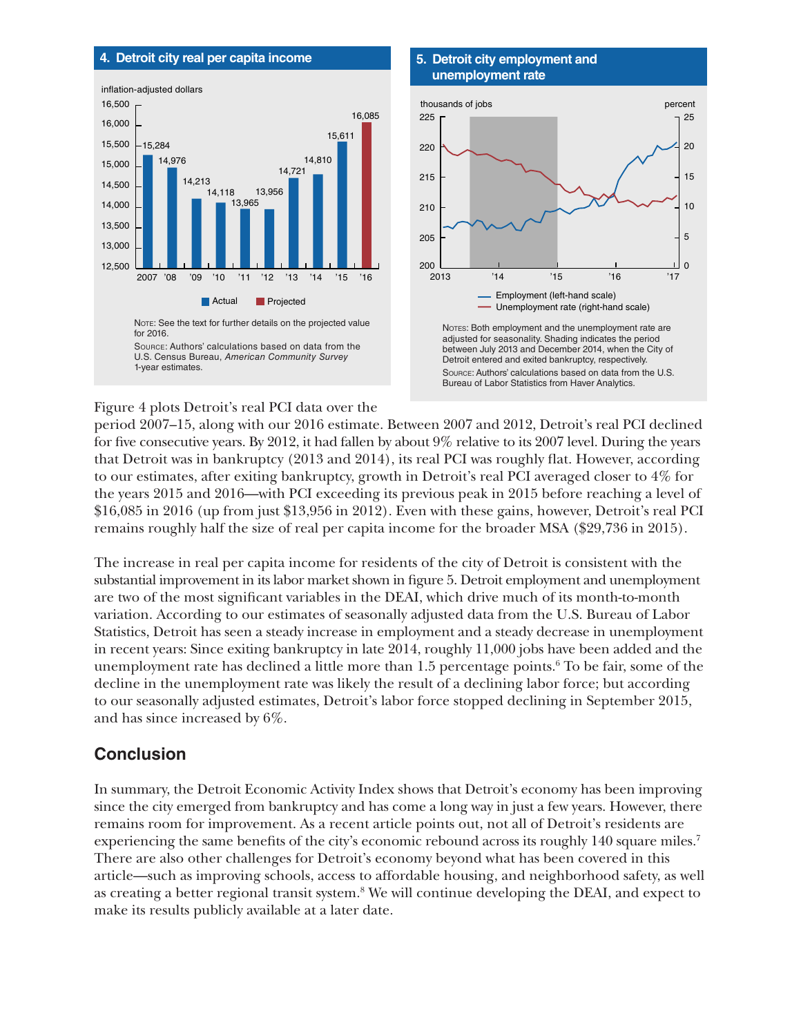**4. Detroit city real per capita income**

NOTE: See the text for further details on the projected value for 2016.

SOURCE: Authors' calculations based on data from the U.S. Census Bureau, *American Community Survey* 1-year estimates.

**5. Detroit city employment and unemployment rate**

NOTES: Both employment and the unemployment rate are adjusted for seasonality. Shading indicates the period between July 2013 and December 2014, when the City of Detroit entered and exited bankruptcy, respectively.

SOURCE: Authors' calculations based on data from the U.S. Bureau of Labor Statistics from Haver Analytics.

Figure 4 plots Detroit's real PCI data over the period 2007–15, along with our 2016 estimate. Between 2007 and 2012, Detroit's real PCI declined for five consecutive years. By 2012, it had fallen by about 9% relative to its 2007 level. During the years that Detroit was in bankruptcy (2013 and 2014), its real PCI was roughly flat. However, according to our estimates, after exiting bankruptcy, growth in Detroit's real PCI averaged closer to 4% for the years 2015 and 2016—with PCI exceeding its previous peak in 2015 before reaching a level of $16,085 in 2016 (up from just $13,956 in 2012). Even with these gains, however, Detroit's real PCI remains roughly half the size of real per capita income for the broader MSA ($29,736 in 2015).

The increase in real per capita income for residents of the city of Detroit is consistent with the substantial improvement in its labor market shown in figure 5. Detroit employment and unemployment are two of the most significant variables in the DEAI, which drive much of its month-to-month variation. According to our estimates of seasonally adjusted data from the U.S. Bureau of Labor Statistics, Detroit has seen a steady increase in employment and a steady decrease in unemployment in recent years: Since exiting bankruptcy in late 2014, roughly 11,000 jobs have been added and the unemployment rate has declined a little more than 1.5 percentage points.[6] To be fair, some of the decline in the unemployment rate was likely the result of a declining labor force; but according to our seasonally adjusted estimates, Detroit's labor force stopped declining in September 2015, and has since increased by 6%.

## Conclusion

In summary, the Detroit Economic Activity Index shows that Detroit's economy has been improving since the city emerged from bankruptcy and has come a long way in just a few years. However, there remains room for improvement. As a recent article points out, not all of Detroit's residents are experiencing the same benefits of the city's economic rebound across its roughly 140 square miles.[7] There are also other challenges for Detroit's economy beyond what has been covered in this article—such as improving schools, access to affordable housing, and neighborhood safety, as well as creating a better regional transit system.[8] We will continue developing the DEAI, and expect to make its results publicly available at a later date.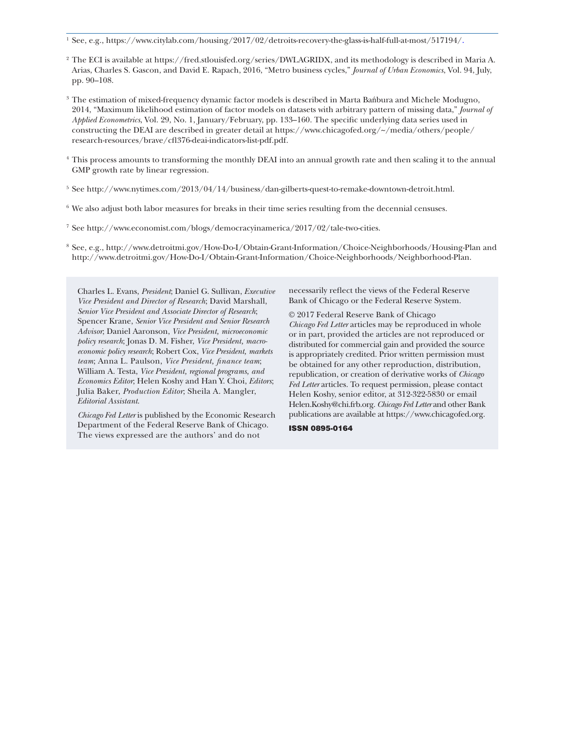[1] See, e.g., https://www.citylab.com/housing/2017/02/detroits-recovery-the-glass-is-half-full-at-most/517194/.

[2] The ECI is available at https://fred.stlouisfed.org/series/DWLAGRIDX, and its methodology is described in Maria A. Arias, Charles S. Gascon, and David E. Rapach, 2016, "Metro business cycles," *Journal of Urban Economics*, Vol. 94, July, pp. 90–108.

[3] The estimation of mixed-frequency dynamic factor models is described in Marta Bańbura and Michele Modugno, 2014, "Maximum likelihood estimation of factor models on datasets with arbitrary pattern of missing data," *Journal of Applied Econometrics*, Vol. 29, No. 1, January/February, pp. 133–160. The specific underlying data series used in constructing the DEAI are described in greater detail at https://www.chicagofed.org/~/media/others/people/research-resources/brave/cfl376-deai-indicators-list-pdf.pdf.

[4] This process amounts to transforming the monthly DEAI into an annual growth rate and then scaling it to the annual GMP growth rate by linear regression.

[5] See http://www.nytimes.com/2013/04/14/business/dan-gilberts-quest-to-remake-downtown-detroit.html.

[6] We also adjust both labor measures for breaks in their time series resulting from the decennial censuses.

[7] See http://www.economist.com/blogs/democracyinamerica/2017/02/tale-two-cities.

[8] See, e.g., http://www.detroitmi.gov/How-Do-I/Obtain-Grant-Information/Choice-Neighborhoods/Housing-Plan and http://www.detroitmi.gov/How-Do-I/Obtain-Grant-Information/Choice-Neighborhoods/Neighborhood-Plan.

Charles L. Evans, *President*; Daniel G. Sullivan, *Executive Vice President and Director of Research*; David Marshall, *Senior Vice President and Associate Director of Research*; Spencer Krane, *Senior Vice President and Senior Research Advisor*; Daniel Aaronson, *Vice President, microeconomic policy research*; Jonas D. M. Fisher, *Vice President, macroeconomic policy research*; Robert Cox, *Vice President, markets team*; Anna L. Paulson, *Vice President, finance team*; William A. Testa, *Vice President, regional programs, and Economics Editor*; Helen Koshy and Han Y. Choi, *Editors*; Julia Baker, *Production Editor*; Sheila A. Mangler, *Editorial Assistant*.

*Chicago Fed Letter* is published by the Economic Research Department of the Federal Reserve Bank of Chicago. The views expressed are the authors' and do not necessarily reflect the views of the Federal Reserve Bank of Chicago or the Federal Reserve System.

© 2017 Federal Reserve Bank of Chicago
*Chicago Fed Letter* articles may be reproduced in whole or in part, provided the articles are not reproduced or distributed for commercial gain and provided the source is appropriately credited. Prior written permission must be obtained for any other reproduction, distribution, republication, or creation of derivative works of *Chicago Fed Letter* articles. To request permission, please contact Helen Koshy, senior editor, at 312-322-5830 or email Helen.Koshy@chi.frb.org. *Chicago Fed Letter* and other Bank publications are available at https://www.chicagofed.org.

**ISSN 0895-0164**